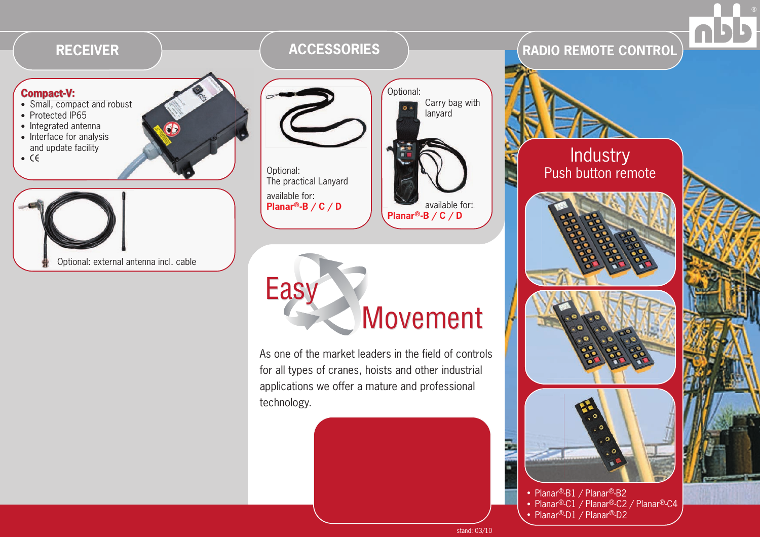## RECEIVER

**Compact-V:**

- Small, compact and robust
- Protected IP65
- Integrated antenna
- Interface for analysis and update facility
- CE

Optional: external antenna incl. cable

## ACCESSORIES

Optional:
The practical Lanyard

available for:
**Planar®-B / C / D**

Optional:
Carry bag with lanyard

available for:
**Planar®-B / C / D**

# Easy Movement

As one of the market leaders in the field of controls for all types of cranes, hoists and other industrial applications we offer a mature and professional technology.

## RADIO REMOTE CONTROL

### Industry
Push button remote

- Planar®-B1 / Planar®-B2
- Planar®-C1 / Planar®-C2 / Planar®-C4
- Planar®-D1 / Planar®-D2

stand: 03/10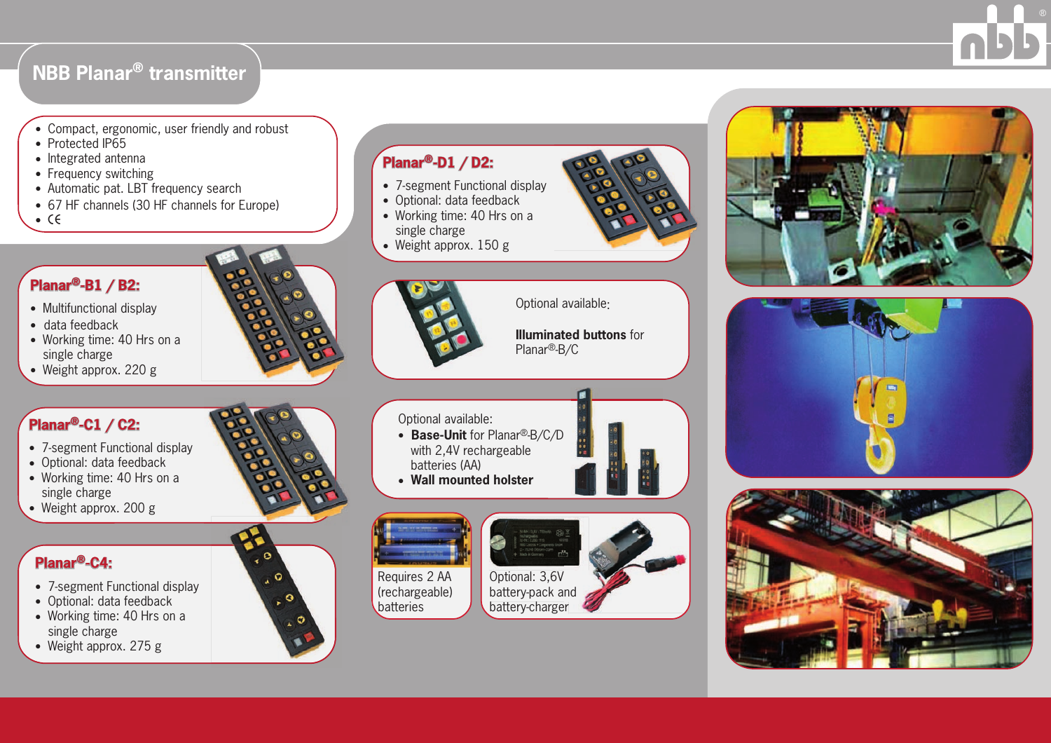# NBB Planar® transmitter

- Compact, ergonomic, user friendly and robust
- Protected IP65
- Integrated antenna
- Frequency switching
- Automatic pat. LBT frequency search
- 67 HF channels (30 HF channels for Europe)
- CE

## Planar®-B1 / B2:

- Multifunctional display
- data feedback
- Working time: 40 Hrs on a single charge
- Weight approx. 220 g

## Planar®-C1 / C2:

- 7-segment Functional display
- Optional: data feedback
- Working time: 40 Hrs on a single charge
- Weight approx. 200 g

## Planar®-C4:

- 7-segment Functional display
- Optional: data feedback
- Working time: 40 Hrs on a single charge
- Weight approx. 275 g

## Planar®-D1 / D2:

- 7-segment Functional display
- Optional: data feedback
- Working time: 40 Hrs on a single charge
- Weight approx. 150 g

Optional available:

**Illuminated buttons** for Planar®-B/C

Optional available:

- **Base-Unit** for Planar®-B/C/D with 2,4V rechargeable batteries (AA)
- **Wall mounted holster**

Requires 2 AA (rechargeable) batteries

Optional: 3,6V battery-pack and battery-charger